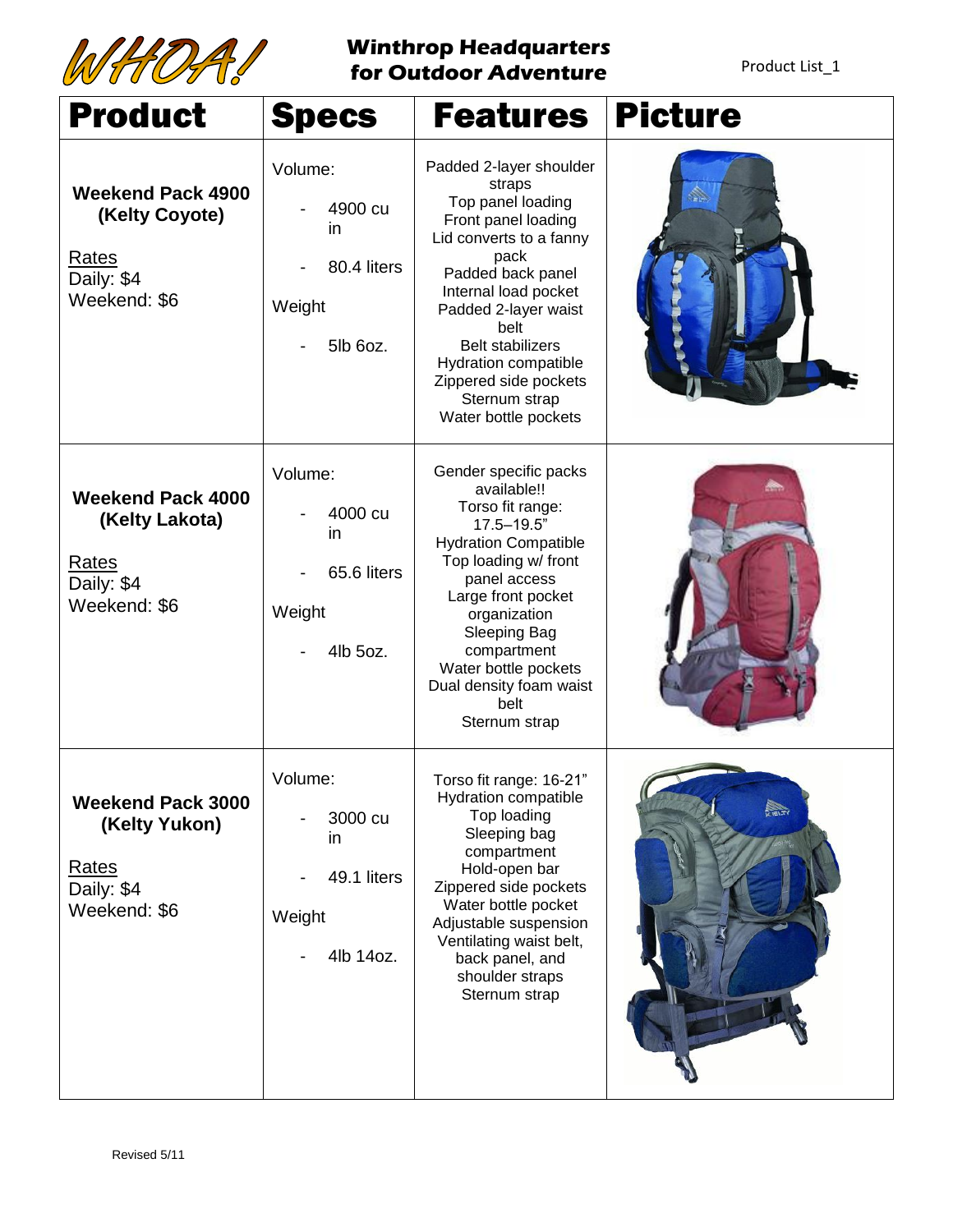# WHOA!

## Winthrop Headquarters for Outdoor Adventure

Product List_1

| Product | Specs | Features | Picture |
|---|---|---|---|
| **Weekend Pack 4900 (Kelty Coyote)**<br><br>Rates<br>Daily: $4<br>Weekend: $6 | Volume:<br>- 4900 cu in<br>- 80.4 liters<br><br>Weight<br>- 5lb 6oz. | Padded 2-layer shoulder straps<br>Top panel loading<br>Front panel loading<br>Lid converts to a fanny pack<br>Padded back panel<br>Internal load pocket<br>Padded 2-layer waist belt<br>Belt stabilizers<br>Hydration compatible<br>Zippered side pockets<br>Sternum strap<br>Water bottle pockets | |
| **Weekend Pack 4000 (Kelty Lakota)**<br><br>Rates<br>Daily: $4<br>Weekend: $6 | Volume:<br>- 4000 cu in<br>- 65.6 liters<br><br>Weight<br>- 4lb 5oz. | Gender specific packs available!!<br>Torso fit range: 17.5–19.5"<br>Hydration Compatible<br>Top loading w/ front panel access<br>Large front pocket organization<br>Sleeping Bag compartment<br>Water bottle pockets<br>Dual density foam waist belt<br>Sternum strap | |
| **Weekend Pack 3000 (Kelty Yukon)**<br><br>Rates<br>Daily: $4<br>Weekend: $6 | Volume:<br>- 3000 cu in<br>- 49.1 liters<br><br>Weight<br>- 4lb 14oz. | Torso fit range: 16-21"<br>Hydration compatible<br>Top loading<br>Sleeping bag compartment<br>Hold-open bar<br>Zippered side pockets<br>Water bottle pocket<br>Adjustable suspension<br>Ventilating waist belt, back panel, and shoulder straps<br>Sternum strap | |

Revised 5/11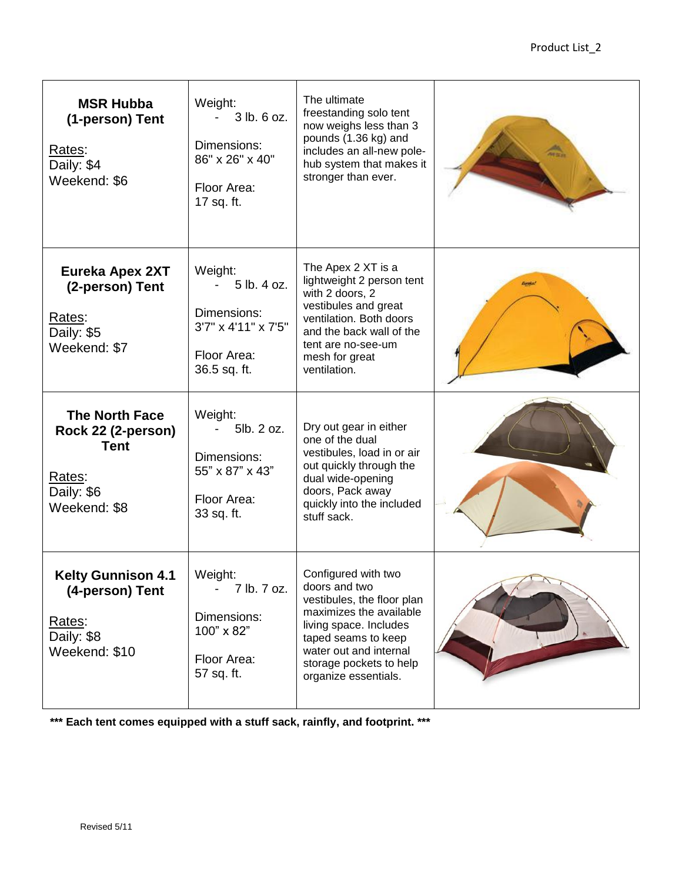| | | | |
|---|---|---|---|
| **MSR Hubba (1-person) Tent**<br><br>Rates:<br>Daily: $4<br>Weekend: $6 | Weight:<br>- 3 lb. 6 oz.<br><br>Dimensions:<br>86" x 26" x 40"<br><br>Floor Area:<br>17 sq. ft. | The ultimate freestanding solo tent now weighs less than 3 pounds (1.36 kg) and includes an all-new pole-hub system that makes it stronger than ever. | |
| **Eureka Apex 2XT (2-person) Tent**<br><br>Rates:<br>Daily: $5<br>Weekend: $7 | Weight:<br>- 5 lb. 4 oz.<br><br>Dimensions:<br>3'7" x 4'11" x 7'5"<br><br>Floor Area:<br>36.5 sq. ft. | The Apex 2 XT is a lightweight 2 person tent with 2 doors, 2 vestibules and great ventilation. Both doors and the back wall of the tent are no-see-um mesh for great ventilation. | |
| **The North Face Rock 22 (2-person) Tent**<br><br>Rates:<br>Daily: $6<br>Weekend: $8 | Weight:<br>- 5lb. 2 oz.<br><br>Dimensions:<br>55" x 87" x 43"<br><br>Floor Area:<br>33 sq. ft. | Dry out gear in either one of the dual vestibules, load in or air out quickly through the dual wide-opening doors, Pack away quickly into the included stuff sack. | |
| **Kelty Gunnison 4.1 (4-person) Tent**<br><br>Rates:<br>Daily: $8<br>Weekend: $10 | Weight:<br>- 7 lb. 7 oz.<br><br>Dimensions:<br>100" x 82"<br><br>Floor Area:<br>57 sq. ft. | Configured with two doors and two vestibules, the floor plan maximizes the available living space. Includes taped seams to keep water out and internal storage pockets to help organize essentials. | |

**\*\*\* Each tent comes equipped with a stuff sack, rainfly, and footprint. \*\*\***

Revised 5/11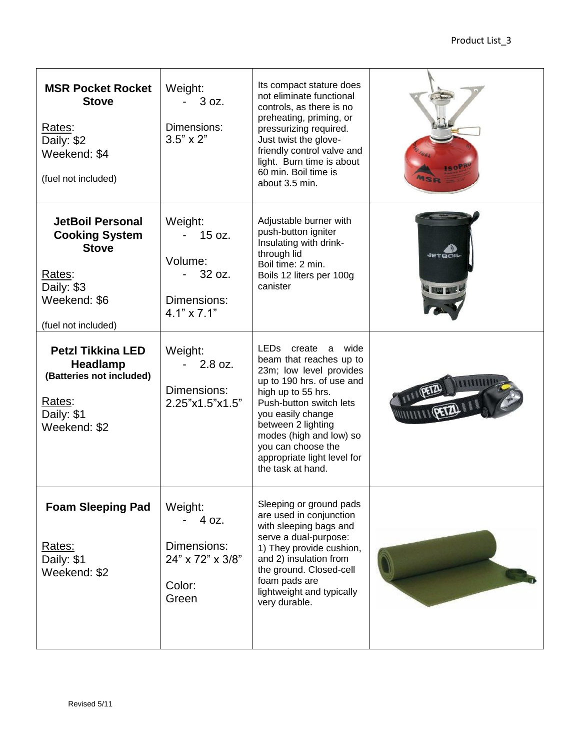| | | | |
|---|---|---|---|
| **MSR Pocket Rocket Stove**<br><br>Rates:<br>Daily: $2<br>Weekend: $4<br><br>(fuel not included) | Weight:<br>- 3 oz.<br><br>Dimensions:<br>3.5” x 2” | Its compact stature does not eliminate functional controls, as there is no preheating, priming, or pressurizing required. Just twist the glove-friendly control valve and light. Burn time is about 60 min. Boil time is about 3.5 min. | |
| **JetBoil Personal Cooking System Stove**<br><br>Rates:<br>Daily: $3<br>Weekend: $6<br><br>(fuel not included) | Weight:<br>- 15 oz.<br><br>Volume:<br>- 32 oz.<br><br>Dimensions:<br>4.1” x 7.1” | Adjustable burner with push-button igniter<br>Insulating with drink-through lid<br>Boil time: 2 min.<br>Boils 12 liters per 100g canister | |
| **Petzl Tikkina LED Headlamp**<br>**(Batteries not included)**<br><br>Rates:<br>Daily: $1<br>Weekend: $2 | Weight:<br>- 2.8 oz.<br><br>Dimensions:<br>2.25”x1.5”x1.5” | LEDs create a wide beam that reaches up to 23m; low level provides up to 190 hrs. of use and high up to 55 hrs. Push-button switch lets you easily change between 2 lighting modes (high and low) so you can choose the appropriate light level for the task at hand. | |
| **Foam Sleeping Pad**<br><br>Rates:<br>Daily: $1<br>Weekend: $2 | Weight:<br>- 4 oz.<br><br>Dimensions:<br>24” x 72” x 3/8”<br><br>Color:<br>Green | Sleeping or ground pads are used in conjunction with sleeping bags and serve a dual-purpose: 1) They provide cushion, and 2) insulation from the ground. Closed-cell foam pads are lightweight and typically very durable. | |

Revised 5/11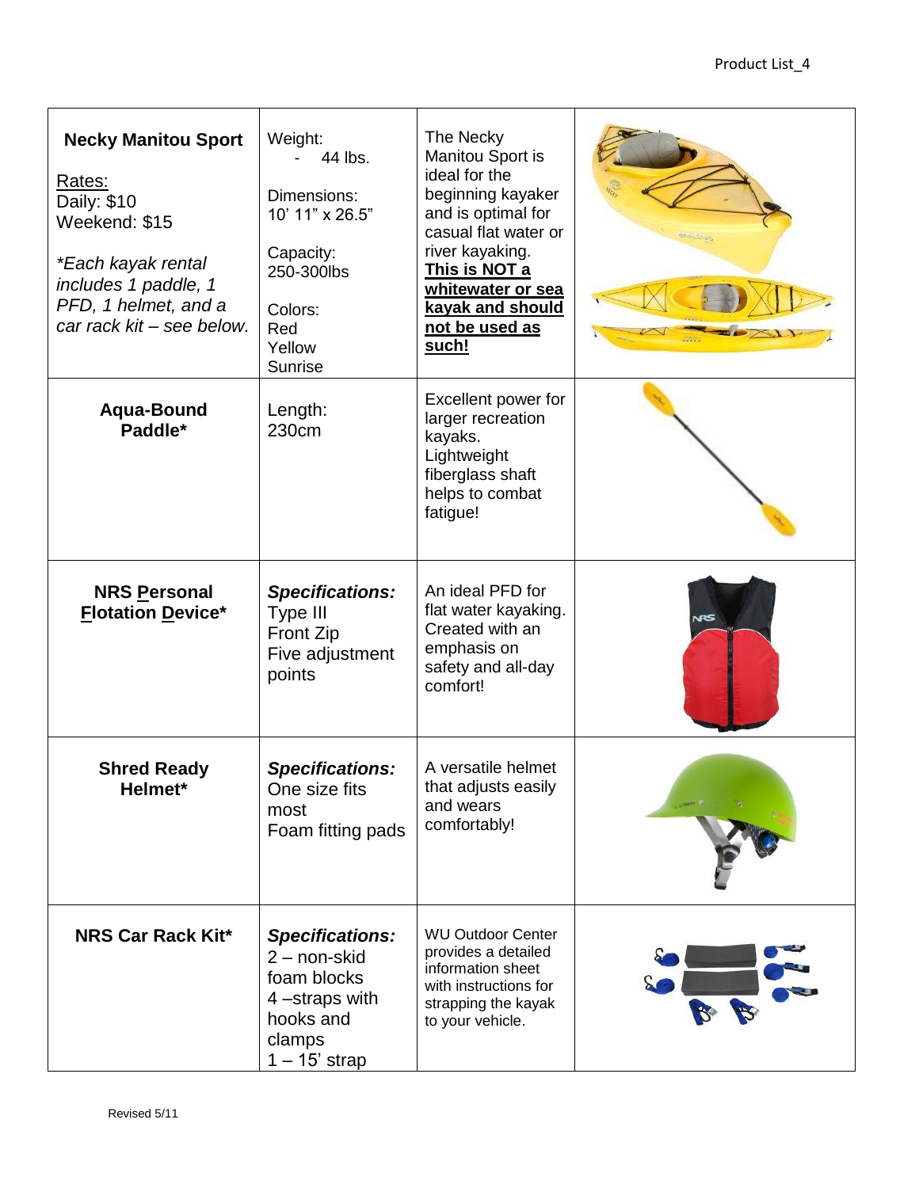| | | | |
|---|---|---|---|
| **Necky Manitou Sport**<br><br><u>Rates:</u><br>Daily: $10<br>Weekend: $15<br><br>*\*Each kayak rental includes 1 paddle, 1 PFD, 1 helmet, and a car rack kit – see below.* | Weight:<br>- 44 lbs.<br><br>Dimensions:<br>10' 11" x 26.5"<br><br>Capacity:<br>250-300lbs<br><br>Colors:<br>Red<br>Yellow<br>Sunrise | The Necky Manitou Sport is ideal for the beginning kayaker and is optimal for casual flat water or river kayaking. <u>**This is NOT a whitewater or sea kayak and should not be used as such!**</u> | |
| **Aqua-Bound Paddle\*** | Length:<br>230cm | Excellent power for larger recreation kayaks. Lightweight fiberglass shaft helps to combat fatigue! | |
| **NRS <u>P</u>ersonal <u>F</u>lotation <u>D</u>evice\*** | ***Specifications:***<br>Type III<br>Front Zip<br>Five adjustment points | An ideal PFD for flat water kayaking. Created with an emphasis on safety and all-day comfort! | |
| **Shred Ready Helmet\*** | ***Specifications:***<br>One size fits most<br>Foam fitting pads | A versatile helmet that adjusts easily and wears comfortably! | |
| **NRS Car Rack Kit\*** | ***Specifications:***<br>2 – non-skid foam blocks<br>4 –straps with hooks and clamps<br>1 – 15' strap | WU Outdoor Center provides a detailed information sheet with instructions for strapping the kayak to your vehicle. | |

Revised 5/11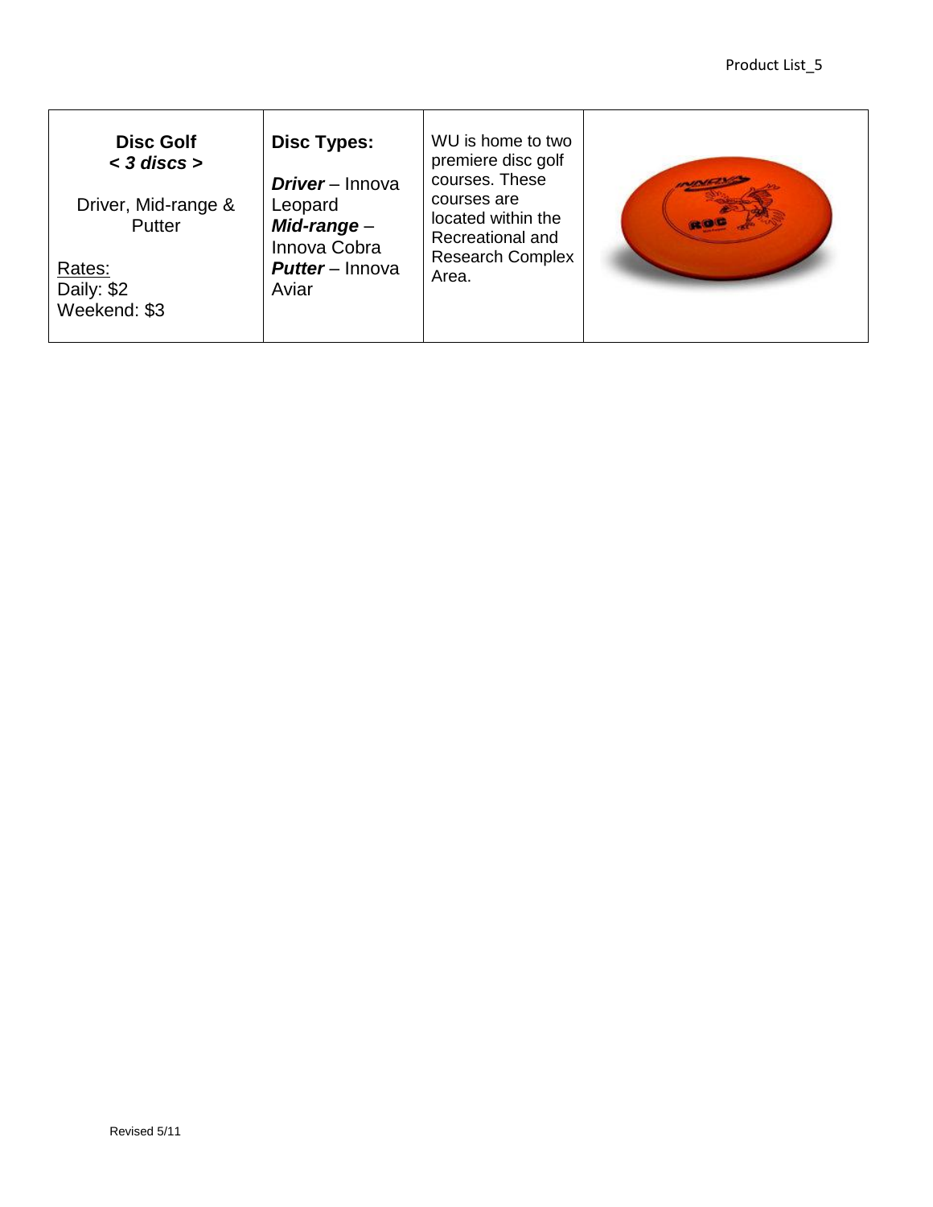| | | | |
|---|---|---|---|
| **Disc Golf**<br>***< 3 discs >***<br><br>Driver, Mid-range & Putter<br><br>Rates:<br>Daily: $2<br>Weekend: $3 | **Disc Types:**<br><br>***Driver*** – Innova Leopard<br>***Mid-range*** – Innova Cobra<br>***Putter*** – Innova Aviar | WU is home to two premiere disc golf courses. These courses are located within the Recreational and Research Complex Area. | |